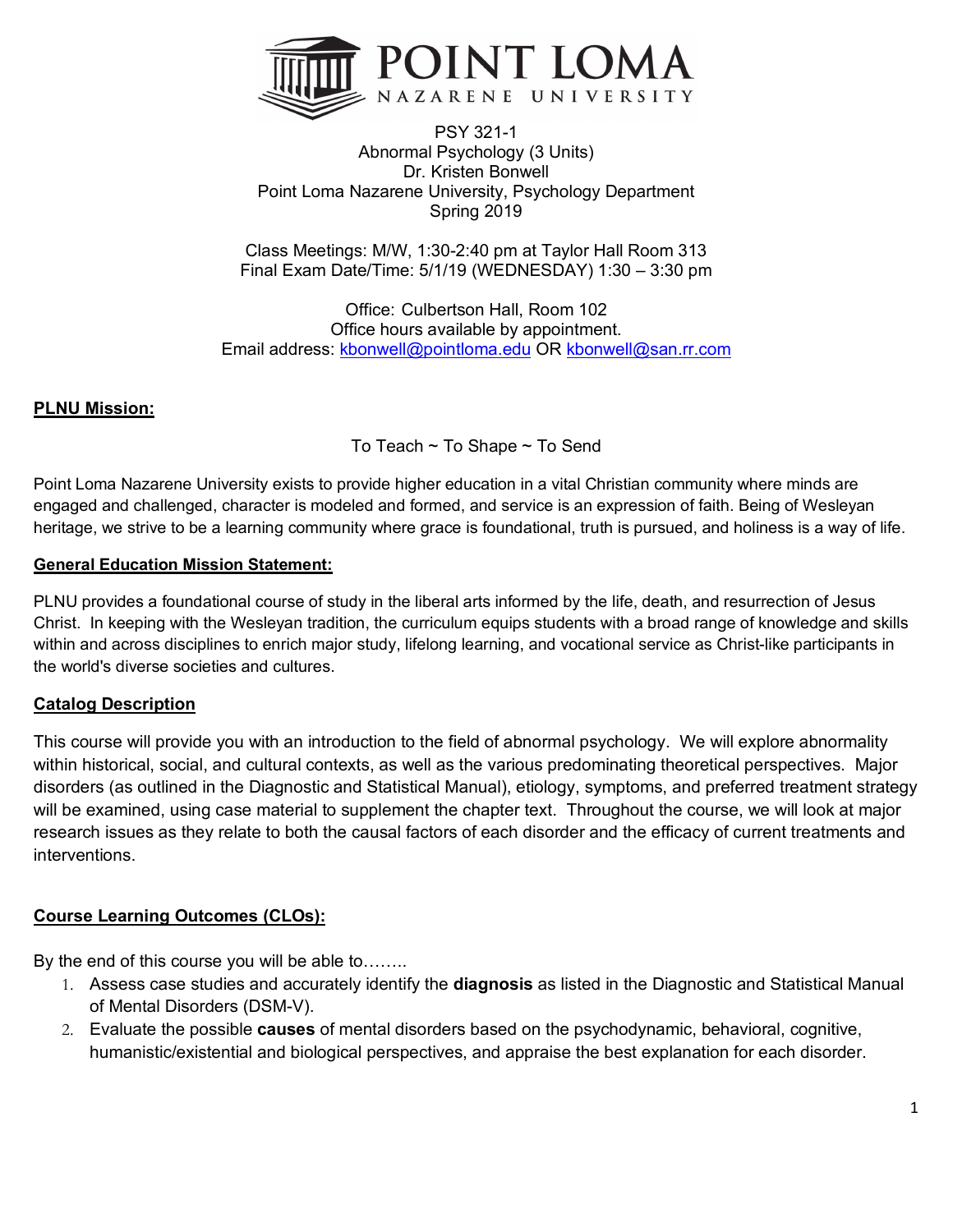**POINT LOMA**
NAZARENE UNIVERSITY

PSY 321-1
Abnormal Psychology (3 Units)
Dr. Kristen Bonwell
Point Loma Nazarene University, Psychology Department
Spring 2019

Class Meetings: M/W, 1:30-2:40 pm at Taylor Hall Room 313
Final Exam Date/Time: 5/1/19 (WEDNESDAY) 1:30 – 3:30 pm

Office: Culbertson Hall, Room 102
Office hours available by appointment.
Email address: kbonwell@pointloma.edu OR kbonwell@san.rr.com

## PLNU Mission:

To Teach ~ To Shape ~ To Send

Point Loma Nazarene University exists to provide higher education in a vital Christian community where minds are engaged and challenged, character is modeled and formed, and service is an expression of faith. Being of Wesleyan heritage, we strive to be a learning community where grace is foundational, truth is pursued, and holiness is a way of life.

## General Education Mission Statement:

PLNU provides a foundational course of study in the liberal arts informed by the life, death, and resurrection of Jesus Christ. In keeping with the Wesleyan tradition, the curriculum equips students with a broad range of knowledge and skills within and across disciplines to enrich major study, lifelong learning, and vocational service as Christ-like participants in the world's diverse societies and cultures.

## Catalog Description

This course will provide you with an introduction to the field of abnormal psychology. We will explore abnormality within historical, social, and cultural contexts, as well as the various predominating theoretical perspectives. Major disorders (as outlined in the Diagnostic and Statistical Manual), etiology, symptoms, and preferred treatment strategy will be examined, using case material to supplement the chapter text. Throughout the course, we will look at major research issues as they relate to both the causal factors of each disorder and the efficacy of current treatments and interventions.

## Course Learning Outcomes (CLOs):

By the end of this course you will be able to……..

1. Assess case studies and accurately identify the **diagnosis** as listed in the Diagnostic and Statistical Manual of Mental Disorders (DSM-V).
2. Evaluate the possible **causes** of mental disorders based on the psychodynamic, behavioral, cognitive, humanistic/existential and biological perspectives, and appraise the best explanation for each disorder.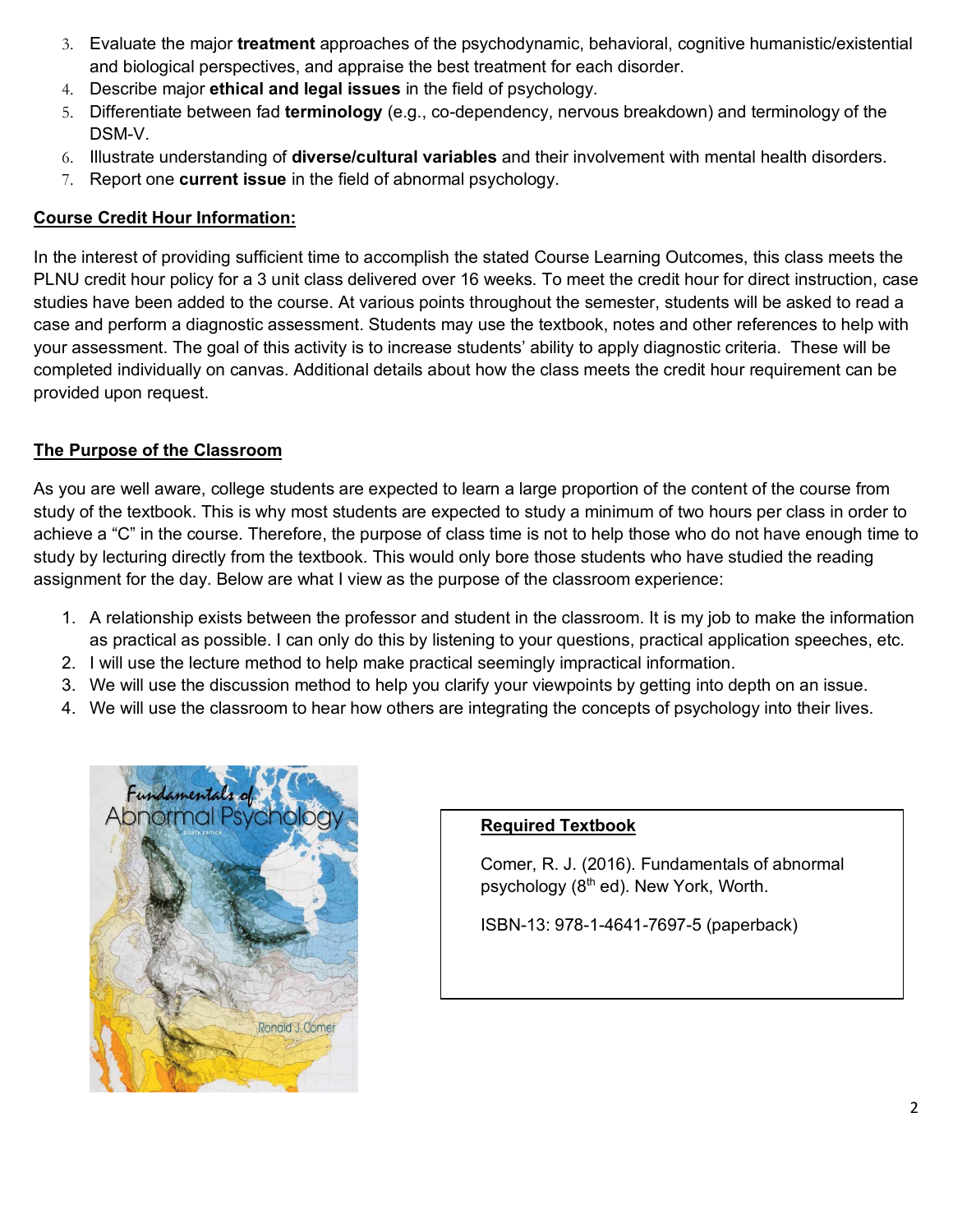3. Evaluate the major **treatment** approaches of the psychodynamic, behavioral, cognitive humanistic/existential and biological perspectives, and appraise the best treatment for each disorder.
4. Describe major **ethical and legal issues** in the field of psychology.
5. Differentiate between fad **terminology** (e.g., co-dependency, nervous breakdown) and terminology of the DSM-V.
6. Illustrate understanding of **diverse/cultural variables** and their involvement with mental health disorders.
7. Report one **current issue** in the field of abnormal psychology.

**Course Credit Hour Information:**

In the interest of providing sufficient time to accomplish the stated Course Learning Outcomes, this class meets the PLNU credit hour policy for a 3 unit class delivered over 16 weeks. To meet the credit hour for direct instruction, case studies have been added to the course. At various points throughout the semester, students will be asked to read a case and perform a diagnostic assessment. Students may use the textbook, notes and other references to help with your assessment. The goal of this activity is to increase students' ability to apply diagnostic criteria. These will be completed individually on canvas. Additional details about how the class meets the credit hour requirement can be provided upon request.

**The Purpose of the Classroom**

As you are well aware, college students are expected to learn a large proportion of the content of the course from study of the textbook. This is why most students are expected to study a minimum of two hours per class in order to achieve a "C" in the course. Therefore, the purpose of class time is not to help those who do not have enough time to study by lecturing directly from the textbook. This would only bore those students who have studied the reading assignment for the day. Below are what I view as the purpose of the classroom experience:

1. A relationship exists between the professor and student in the classroom. It is my job to make the information as practical as possible. I can only do this by listening to your questions, practical application speeches, etc.
2. I will use the lecture method to help make practical seemingly impractical information.
3. We will use the discussion method to help you clarify your viewpoints by getting into depth on an issue.
4. We will use the classroom to hear how others are integrating the concepts of psychology into their lives.

**Required Textbook**

Comer, R. J. (2016). Fundamentals of abnormal psychology (8th ed). New York, Worth.

ISBN-13: 978-1-4641-7697-5 (paperback)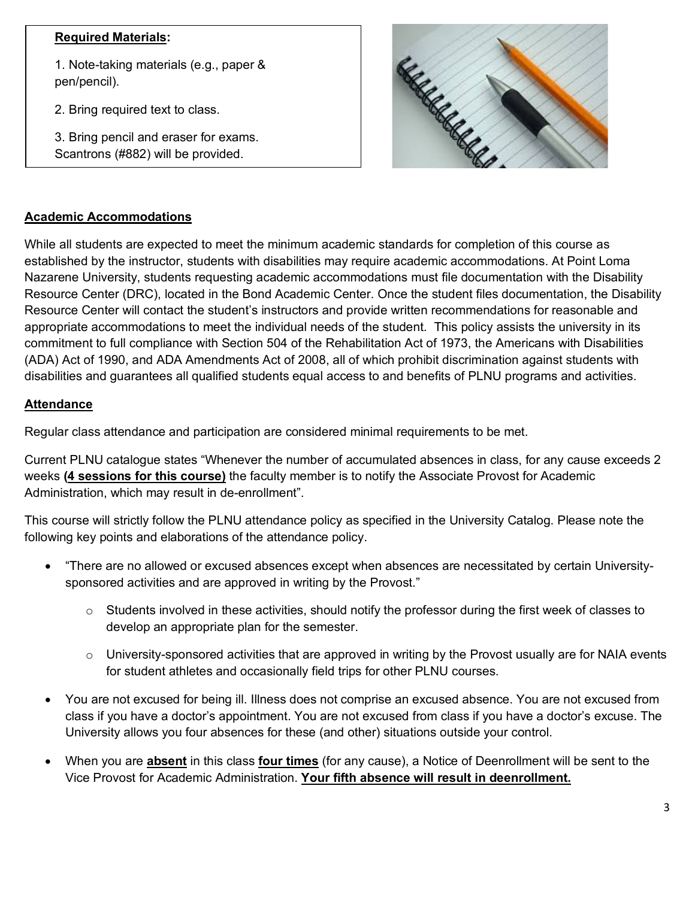**Required Materials:**

1. Note-taking materials (e.g., paper & pen/pencil).

2. Bring required text to class.

3. Bring pencil and eraser for exams. Scantrons (#882) will be provided.

**Academic Accommodations**

While all students are expected to meet the minimum academic standards for completion of this course as established by the instructor, students with disabilities may require academic accommodations. At Point Loma Nazarene University, students requesting academic accommodations must file documentation with the Disability Resource Center (DRC), located in the Bond Academic Center. Once the student files documentation, the Disability Resource Center will contact the student's instructors and provide written recommendations for reasonable and appropriate accommodations to meet the individual needs of the student. This policy assists the university in its commitment to full compliance with Section 504 of the Rehabilitation Act of 1973, the Americans with Disabilities (ADA) Act of 1990, and ADA Amendments Act of 2008, all of which prohibit discrimination against students with disabilities and guarantees all qualified students equal access to and benefits of PLNU programs and activities.

**Attendance**

Regular class attendance and participation are considered minimal requirements to be met.

Current PLNU catalogue states "Whenever the number of accumulated absences in class, for any cause exceeds 2 weeks **(4 sessions for this course)** the faculty member is to notify the Associate Provost for Academic Administration, which may result in de-enrollment".

This course will strictly follow the PLNU attendance policy as specified in the University Catalog. Please note the following key points and elaborations of the attendance policy.

- "There are no allowed or excused absences except when absences are necessitated by certain University-sponsored activities and are approved in writing by the Provost."
  - Students involved in these activities, should notify the professor during the first week of classes to develop an appropriate plan for the semester.
  - University-sponsored activities that are approved in writing by the Provost usually are for NAIA events for student athletes and occasionally field trips for other PLNU courses.
- You are not excused for being ill. Illness does not comprise an excused absence. You are not excused from class if you have a doctor's appointment. You are not excused from class if you have a doctor's excuse. The University allows you four absences for these (and other) situations outside your control.
- When you are **absent** in this class **four times** (for any cause), a Notice of Deenrollment will be sent to the Vice Provost for Academic Administration. **Your fifth absence will result in deenrollment.**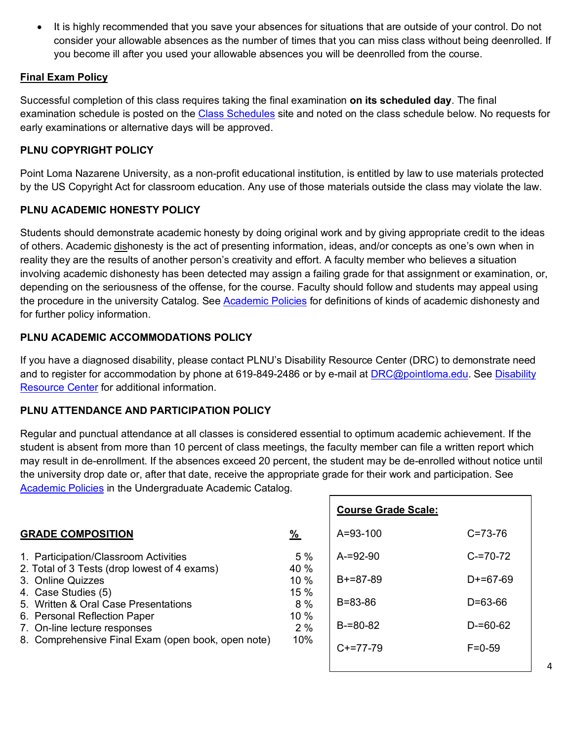- It is highly recommended that you save your absences for situations that are outside of your control. Do not consider your allowable absences as the number of times that you can miss class without being deenrolled. If you become ill after you used your allowable absences you will be deenrolled from the course.

**Final Exam Policy**

Successful completion of this class requires taking the final examination **on its scheduled day**. The final examination schedule is posted on the Class Schedules site and noted on the class schedule below. No requests for early examinations or alternative days will be approved.

**PLNU COPYRIGHT POLICY**

Point Loma Nazarene University, as a non-profit educational institution, is entitled by law to use materials protected by the US Copyright Act for classroom education. Any use of those materials outside the class may violate the law.

**PLNU ACADEMIC HONESTY POLICY**

Students should demonstrate academic honesty by doing original work and by giving appropriate credit to the ideas of others. Academic dishonesty is the act of presenting information, ideas, and/or concepts as one's own when in reality they are the results of another person's creativity and effort. A faculty member who believes a situation involving academic dishonesty has been detected may assign a failing grade for that assignment or examination, or, depending on the seriousness of the offense, for the course. Faculty should follow and students may appeal using the procedure in the university Catalog. See Academic Policies for definitions of kinds of academic dishonesty and for further policy information.

**PLNU ACADEMIC ACCOMMODATIONS POLICY**

If you have a diagnosed disability, please contact PLNU's Disability Resource Center (DRC) to demonstrate need and to register for accommodation by phone at 619-849-2486 or by e-mail at DRC@pointloma.edu. See Disability Resource Center for additional information.

**PLNU ATTENDANCE AND PARTICIPATION POLICY**

Regular and punctual attendance at all classes is considered essential to optimum academic achievement. If the student is absent from more than 10 percent of class meetings, the faculty member can file a written report which may result in de-enrollment. If the absences exceed 20 percent, the student may be de-enrolled without notice until the university drop date or, after that date, receive the appropriate grade for their work and participation. See Academic Policies in the Undergraduate Academic Catalog.

| **GRADE COMPOSITION** | **%** |
|---|---|
| 1. Participation/Classroom Activities | 5 % |
| 2. Total of 3 Tests (drop lowest of 4 exams) | 40 % |
| 3. Online Quizzes | 10 % |
| 4. Case Studies (5) | 15 % |
| 5. Written & Oral Case Presentations | 8 % |
| 6. Personal Reflection Paper | 10 % |
| 7. On-line lecture responses | 2 % |
| 8. Comprehensive Final Exam (open book, open note) | 10% |

**Course Grade Scale:**

| | |
|---|---|
| A=93-100 | C=73-76 |
| A-=92-90 | C-=70-72 |
| B+=87-89 | D+=67-69 |
| B=83-86 | D=63-66 |
| B-=80-82 | D-=60-62 |
| C+=77-79 | F=0-59 |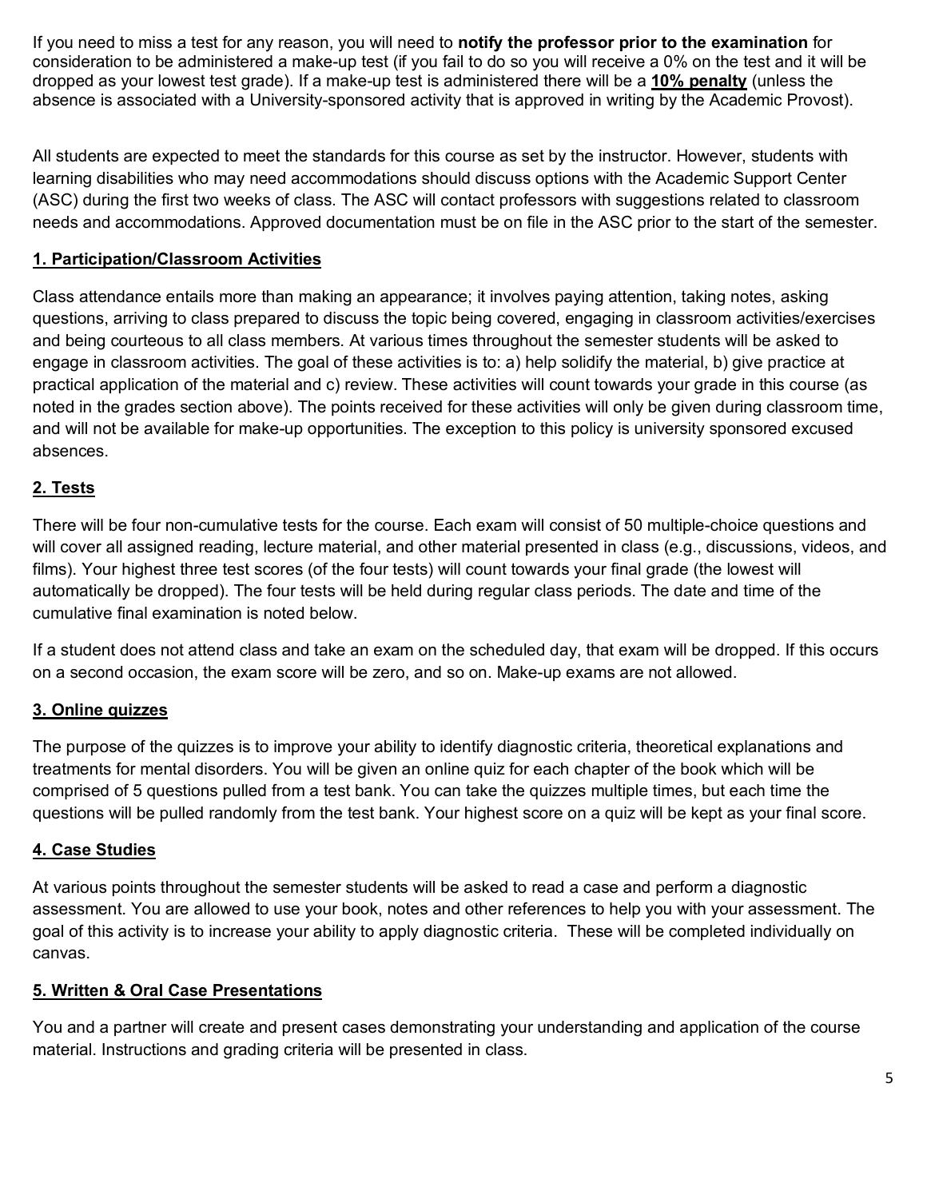If you need to miss a test for any reason, you will need to **notify the professor prior to the examination** for consideration to be administered a make-up test (if you fail to do so you will receive a 0% on the test and it will be dropped as your lowest test grade). If a make-up test is administered there will be a **10% penalty** (unless the absence is associated with a University-sponsored activity that is approved in writing by the Academic Provost).

All students are expected to meet the standards for this course as set by the instructor. However, students with learning disabilities who may need accommodations should discuss options with the Academic Support Center (ASC) during the first two weeks of class. The ASC will contact professors with suggestions related to classroom needs and accommodations. Approved documentation must be on file in the ASC prior to the start of the semester.

## 1. Participation/Classroom Activities

Class attendance entails more than making an appearance; it involves paying attention, taking notes, asking questions, arriving to class prepared to discuss the topic being covered, engaging in classroom activities/exercises and being courteous to all class members. At various times throughout the semester students will be asked to engage in classroom activities. The goal of these activities is to: a) help solidify the material, b) give practice at practical application of the material and c) review. These activities will count towards your grade in this course (as noted in the grades section above). The points received for these activities will only be given during classroom time, and will not be available for make-up opportunities. The exception to this policy is university sponsored excused absences.

## 2. Tests

There will be four non-cumulative tests for the course. Each exam will consist of 50 multiple-choice questions and will cover all assigned reading, lecture material, and other material presented in class (e.g., discussions, videos, and films). Your highest three test scores (of the four tests) will count towards your final grade (the lowest will automatically be dropped). The four tests will be held during regular class periods. The date and time of the cumulative final examination is noted below.

If a student does not attend class and take an exam on the scheduled day, that exam will be dropped. If this occurs on a second occasion, the exam score will be zero, and so on. Make-up exams are not allowed.

## 3. Online quizzes

The purpose of the quizzes is to improve your ability to identify diagnostic criteria, theoretical explanations and treatments for mental disorders. You will be given an online quiz for each chapter of the book which will be comprised of 5 questions pulled from a test bank. You can take the quizzes multiple times, but each time the questions will be pulled randomly from the test bank. Your highest score on a quiz will be kept as your final score.

## 4. Case Studies

At various points throughout the semester students will be asked to read a case and perform a diagnostic assessment. You are allowed to use your book, notes and other references to help you with your assessment. The goal of this activity is to increase your ability to apply diagnostic criteria. These will be completed individually on canvas.

## 5. Written & Oral Case Presentations

You and a partner will create and present cases demonstrating your understanding and application of the course material. Instructions and grading criteria will be presented in class.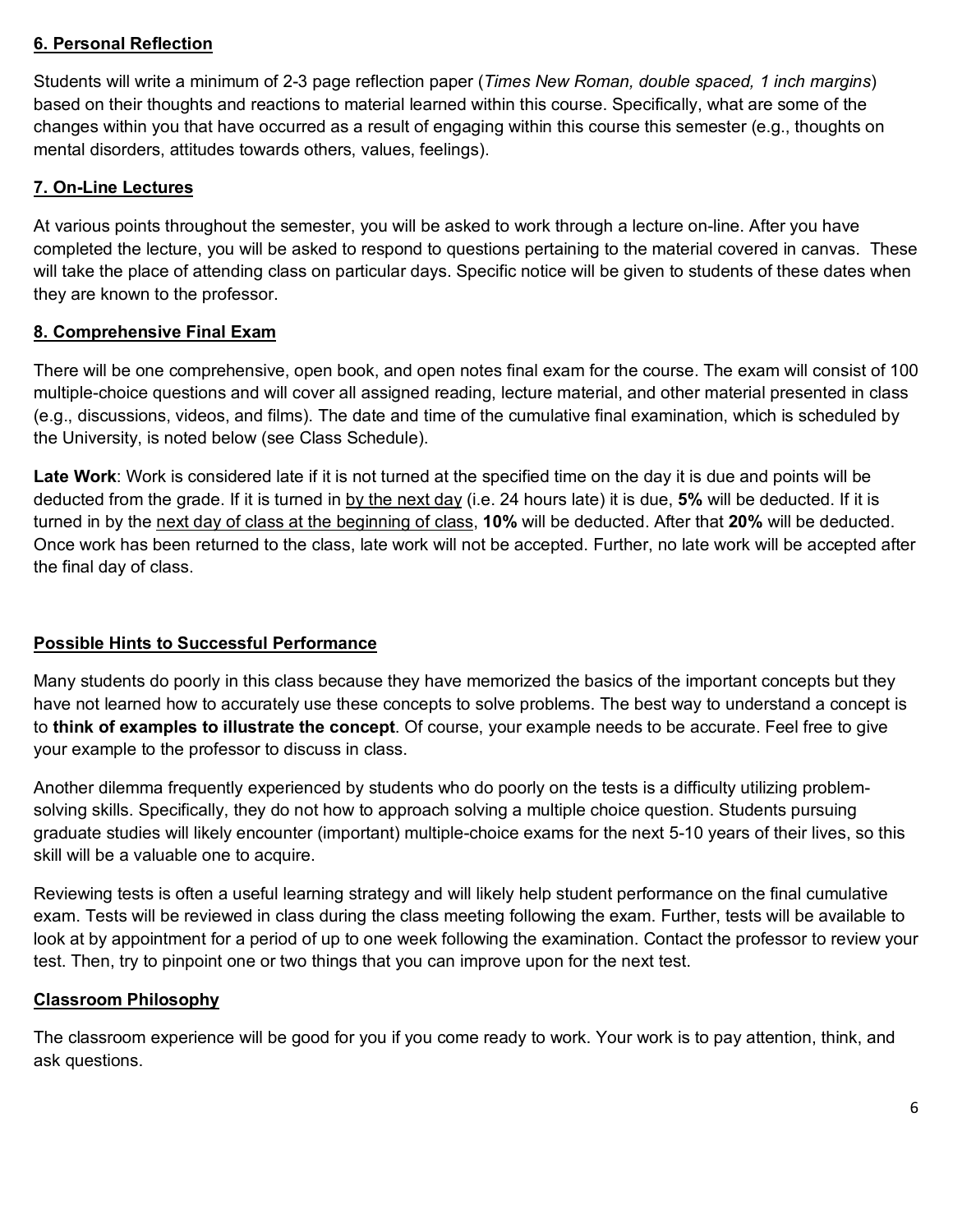**6. Personal Reflection**

Students will write a minimum of 2-3 page reflection paper (*Times New Roman, double spaced, 1 inch margins*) based on their thoughts and reactions to material learned within this course. Specifically, what are some of the changes within you that have occurred as a result of engaging within this course this semester (e.g., thoughts on mental disorders, attitudes towards others, values, feelings).

**7. On-Line Lectures**

At various points throughout the semester, you will be asked to work through a lecture on-line. After you have completed the lecture, you will be asked to respond to questions pertaining to the material covered in canvas. These will take the place of attending class on particular days. Specific notice will be given to students of these dates when they are known to the professor.

**8. Comprehensive Final Exam**

There will be one comprehensive, open book, and open notes final exam for the course. The exam will consist of 100 multiple-choice questions and will cover all assigned reading, lecture material, and other material presented in class (e.g., discussions, videos, and films). The date and time of the cumulative final examination, which is scheduled by the University, is noted below (see Class Schedule).

**Late Work**: Work is considered late if it is not turned at the specified time on the day it is due and points will be deducted from the grade. If it is turned in by the next day (i.e. 24 hours late) it is due, **5%** will be deducted. If it is turned in by the next day of class at the beginning of class, **10%** will be deducted. After that **20%** will be deducted. Once work has been returned to the class, late work will not be accepted. Further, no late work will be accepted after the final day of class.

**Possible Hints to Successful Performance**

Many students do poorly in this class because they have memorized the basics of the important concepts but they have not learned how to accurately use these concepts to solve problems. The best way to understand a concept is to **think of examples to illustrate the concept**. Of course, your example needs to be accurate. Feel free to give your example to the professor to discuss in class.

Another dilemma frequently experienced by students who do poorly on the tests is a difficulty utilizing problem-solving skills. Specifically, they do not how to approach solving a multiple choice question. Students pursuing graduate studies will likely encounter (important) multiple-choice exams for the next 5-10 years of their lives, so this skill will be a valuable one to acquire.

Reviewing tests is often a useful learning strategy and will likely help student performance on the final cumulative exam. Tests will be reviewed in class during the class meeting following the exam. Further, tests will be available to look at by appointment for a period of up to one week following the examination. Contact the professor to review your test. Then, try to pinpoint one or two things that you can improve upon for the next test.

**Classroom Philosophy**

The classroom experience will be good for you if you come ready to work. Your work is to pay attention, think, and ask questions.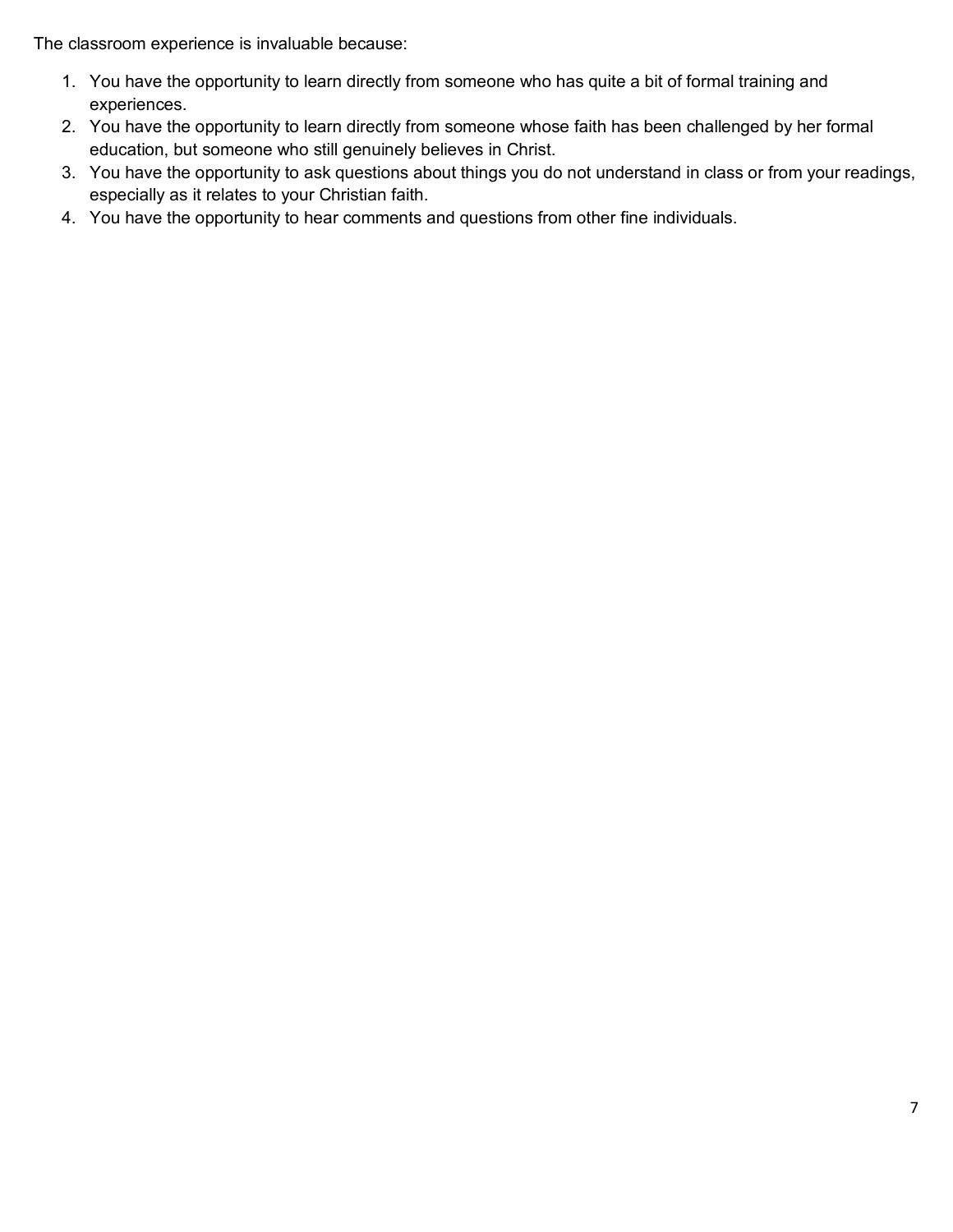The classroom experience is invaluable because:

1. You have the opportunity to learn directly from someone who has quite a bit of formal training and experiences.
2. You have the opportunity to learn directly from someone whose faith has been challenged by her formal education, but someone who still genuinely believes in Christ.
3. You have the opportunity to ask questions about things you do not understand in class or from your readings, especially as it relates to your Christian faith.
4. You have the opportunity to hear comments and questions from other fine individuals.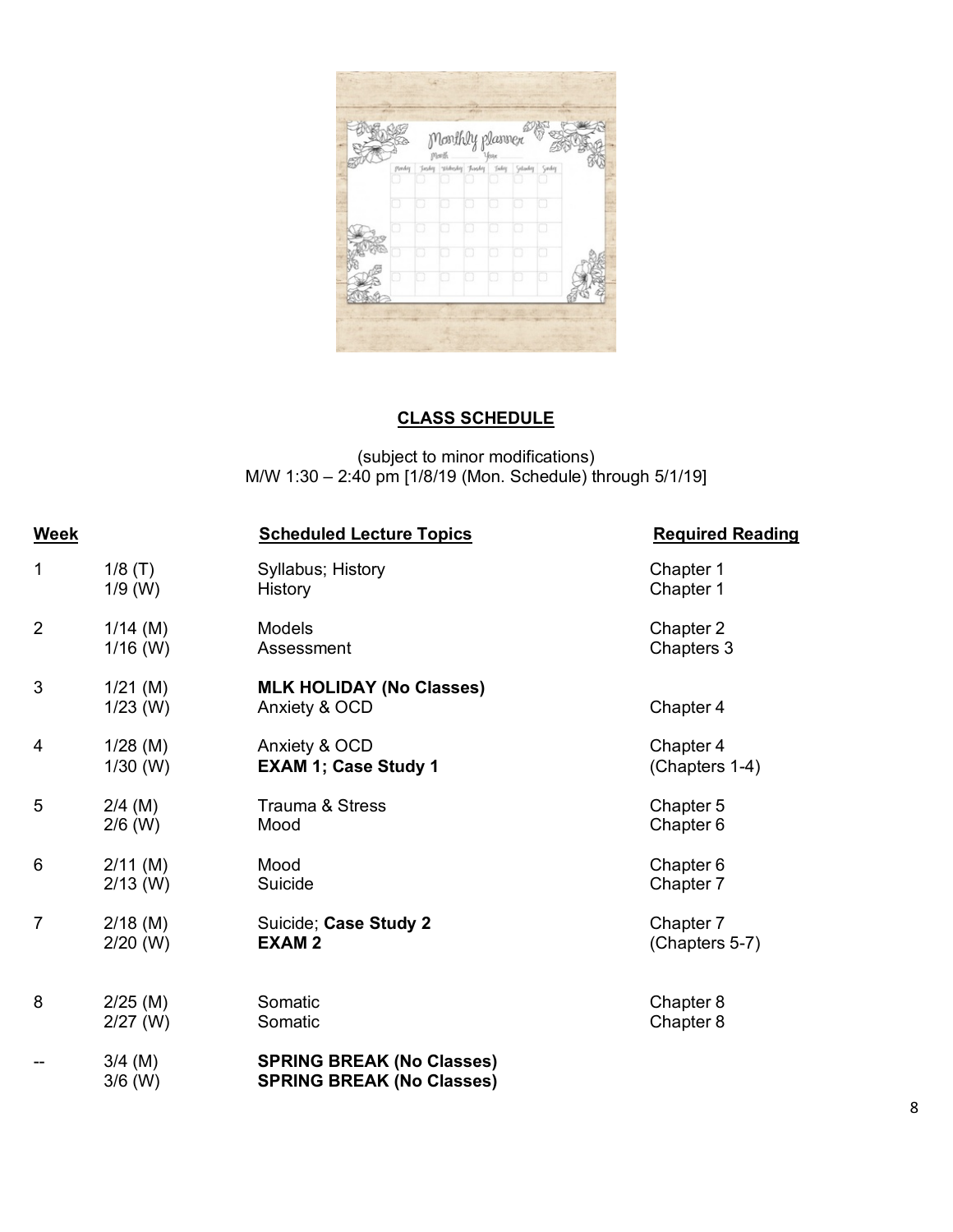## CLASS SCHEDULE

(subject to minor modifications)
M/W 1:30 – 2:40 pm [1/8/19 (Mon. Schedule) through 5/1/19]

| **Week** | | **Scheduled Lecture Topics** | **Required Reading** |
|---|---|---|---|
| 1 | 1/8 (T) | Syllabus; History | Chapter 1 |
| | 1/9 (W) | History | Chapter 1 |
| 2 | 1/14 (M) | Models | Chapter 2 |
| | 1/16 (W) | Assessment | Chapters 3 |
| 3 | 1/21 (M) | **MLK HOLIDAY (No Classes)** | |
| | 1/23 (W) | Anxiety & OCD | Chapter 4 |
| 4 | 1/28 (M) | Anxiety & OCD | Chapter 4 |
| | 1/30 (W) | **EXAM 1; Case Study 1** | (Chapters 1-4) |
| 5 | 2/4 (M) | Trauma & Stress | Chapter 5 |
| | 2/6 (W) | Mood | Chapter 6 |
| 6 | 2/11 (M) | Mood | Chapter 6 |
| | 2/13 (W) | Suicide | Chapter 7 |
| 7 | 2/18 (M) | Suicide; **Case Study 2** | Chapter 7 |
| | 2/20 (W) | **EXAM 2** | (Chapters 5-7) |
| 8 | 2/25 (M) | Somatic | Chapter 8 |
| | 2/27 (W) | Somatic | Chapter 8 |
| -- | 3/4 (M) | **SPRING BREAK (No Classes)** | |
| | 3/6 (W) | **SPRING BREAK (No Classes)** | |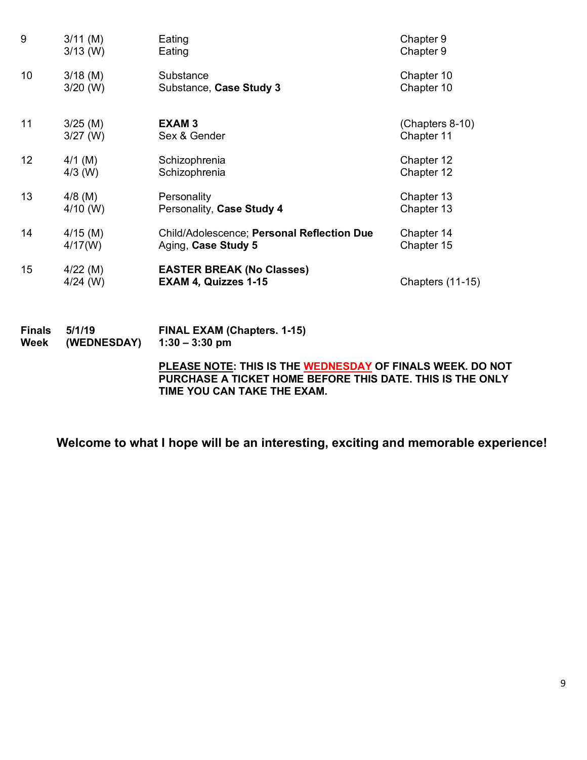| | | | |
|---|---|---|---|
| 9 | 3/11 (M) | Eating | Chapter 9 |
| | 3/13 (W) | Eating | Chapter 9 |
| 10 | 3/18 (M) | Substance | Chapter 10 |
| | 3/20 (W) | Substance, **Case Study 3** | Chapter 10 |
| 11 | 3/25 (M) | **EXAM 3** | (Chapters 8-10) |
| | 3/27 (W) | Sex & Gender | Chapter 11 |
| 12 | 4/1 (M) | Schizophrenia | Chapter 12 |
| | 4/3 (W) | Schizophrenia | Chapter 12 |
| 13 | 4/8 (M) | Personality | Chapter 13 |
| | 4/10 (W) | Personality, **Case Study 4** | Chapter 13 |
| 14 | 4/15 (M) | Child/Adolescence; **Personal Reflection Due** | Chapter 14 |
| | 4/17(W) | Aging, **Case Study 5** | Chapter 15 |
| 15 | 4/22 (M) | **EASTER BREAK (No Classes)** | |
| | 4/24 (W) | **EXAM 4, Quizzes 1-15** | Chapters (11-15) |
| **Finals Week** | **5/1/19 (WEDNESDAY)** | **FINAL EXAM (Chapters. 1-15) 1:30 – 3:30 pm** | |

**PLEASE NOTE: THIS IS THE WEDNESDAY OF FINALS WEEK. DO NOT PURCHASE A TICKET HOME BEFORE THIS DATE. THIS IS THE ONLY TIME YOU CAN TAKE THE EXAM.**

**Welcome to what I hope will be an interesting, exciting and memorable experience!**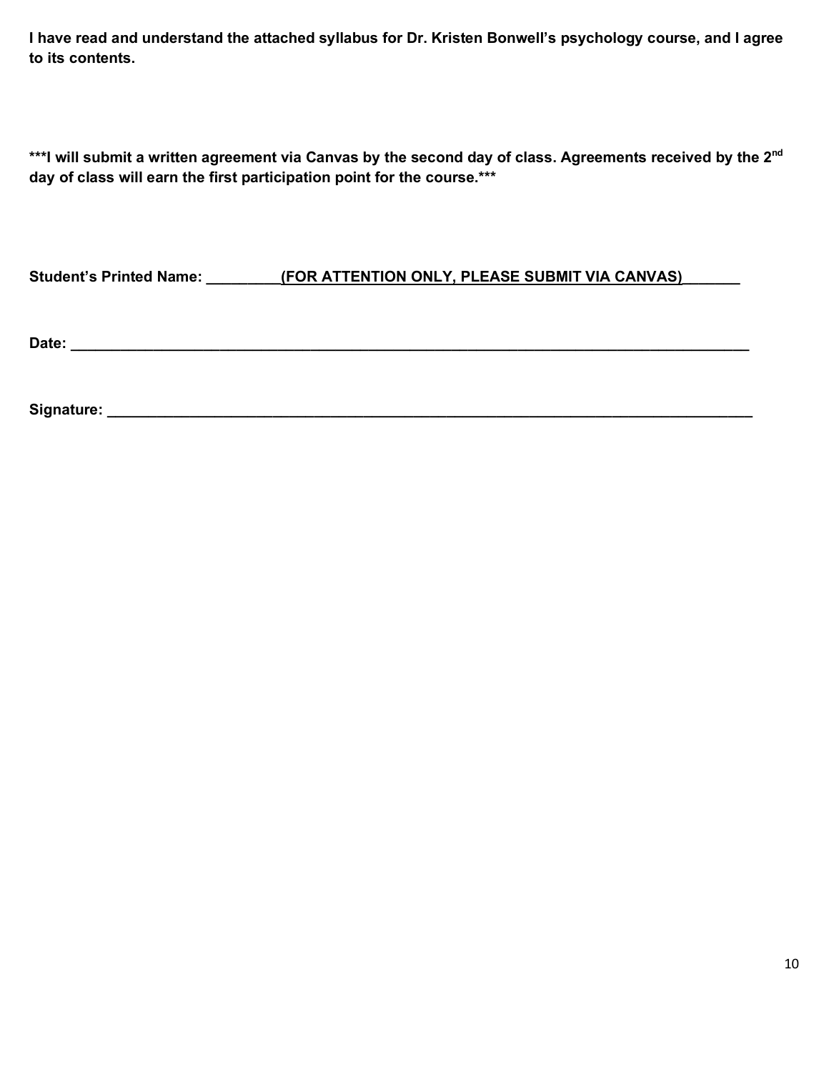**I have read and understand the attached syllabus for Dr. Kristen Bonwell's psychology course, and I agree to its contents.**

**\*\*\*I will submit a written agreement via Canvas by the second day of class. Agreements received by the 2nd day of class will earn the first participation point for the course.\*\*\***

**Student's Printed Name: _________(FOR ATTENTION ONLY, PLEASE SUBMIT VIA CANVAS)_______**

**Date: ___________________________________________________________________________________**

**Signature: ______________________________________________________________________________**